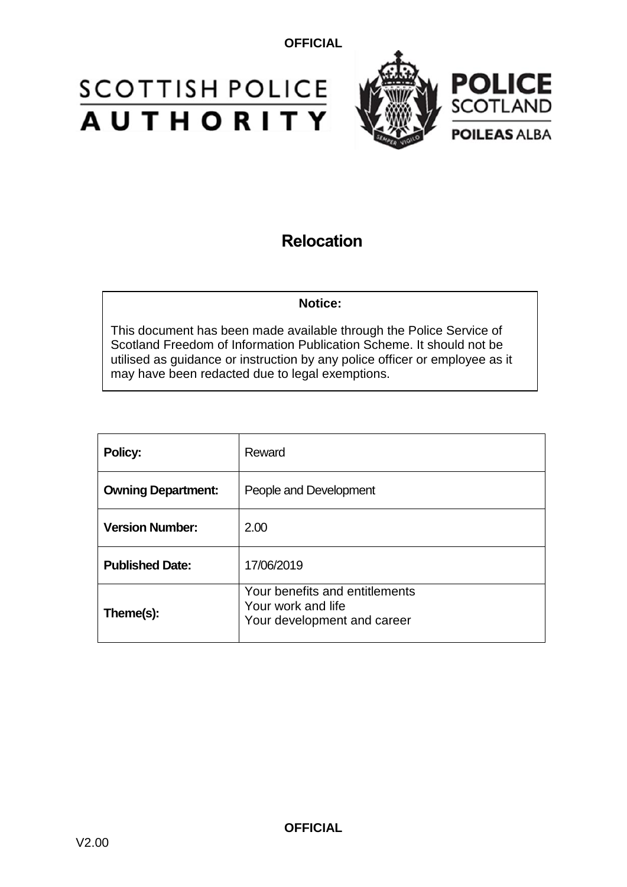# Relocation

**Notice:**

This document has been made available through the Police Service of Scotland Freedom of Information Publication Scheme. It should not be utilised as guidance or instruction by any police officer or employee as it may have been redacted due to legal exemptions.

| **Policy:** | Reward |
|---|---|
| **Owning Department:** | People and Development |
| **Version Number:** | 2.00 |
| **Published Date:** | 17/06/2019 |
| **Theme(s):** | Your benefits and entitlements<br>Your work and life<br>Your development and career |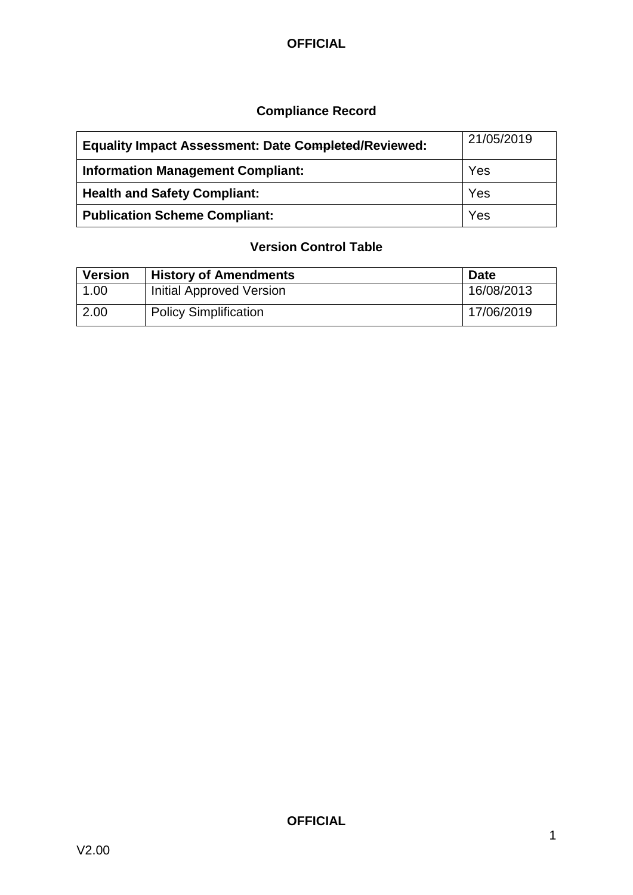## Compliance Record

| **Equality Impact Assessment: Date ~~Completed~~/Reviewed:** | 21/05/2019 |
|---|---|
| **Information Management Compliant:** | Yes |
| **Health and Safety Compliant:** | Yes |
| **Publication Scheme Compliant:** | Yes |

## Version Control Table

| Version | History of Amendments | Date |
|---|---|---|
| 1.00 | Initial Approved Version | 16/08/2013 |
| 2.00 | Policy Simplification | 17/06/2019 |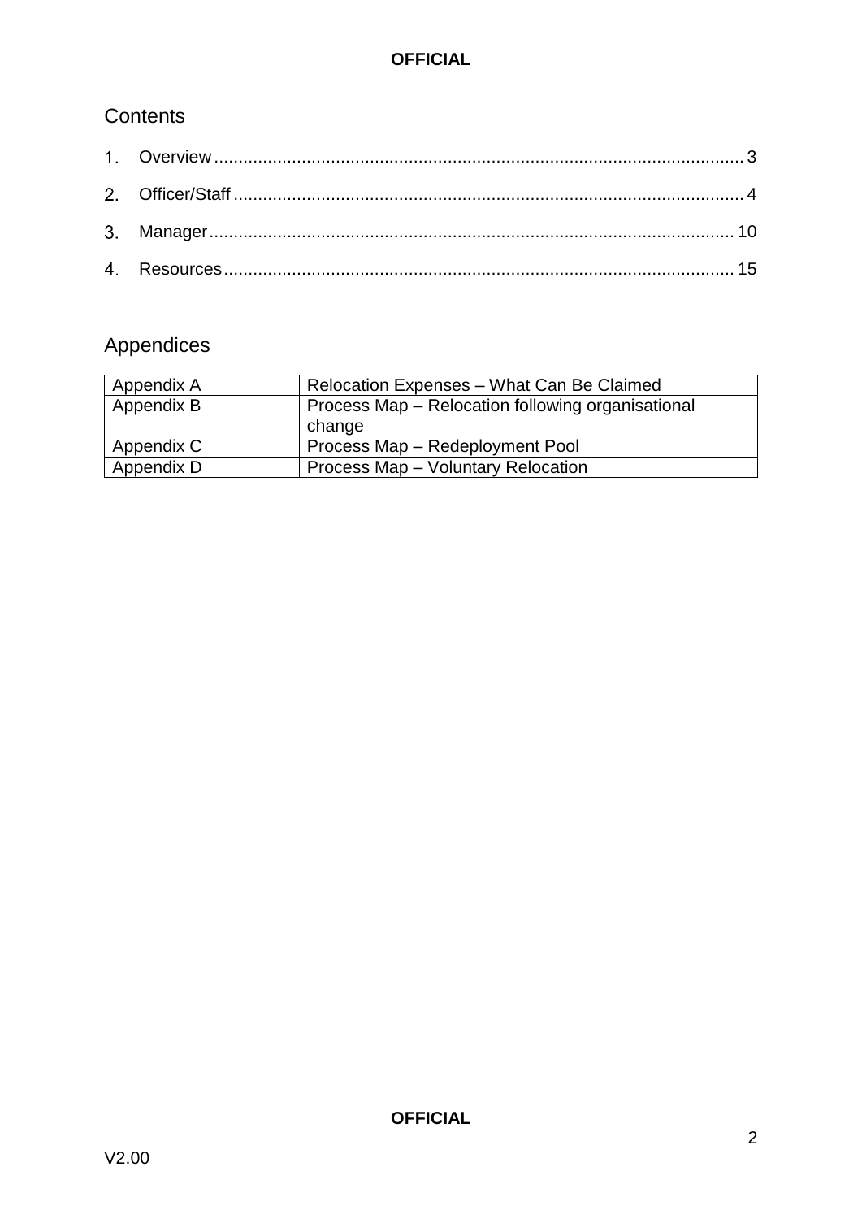## Contents

1. Overview ........................................................................................................... 3
2. Officer/Staff ....................................................................................................... 4
3. Manager .......................................................................................................... 10
4. Resources ....................................................................................................... 15

## Appendices

| | |
|---|---|
| Appendix A | Relocation Expenses – What Can Be Claimed |
| Appendix B | Process Map – Relocation following organisational change |
| Appendix C | Process Map – Redeployment Pool |
| Appendix D | Process Map – Voluntary Relocation |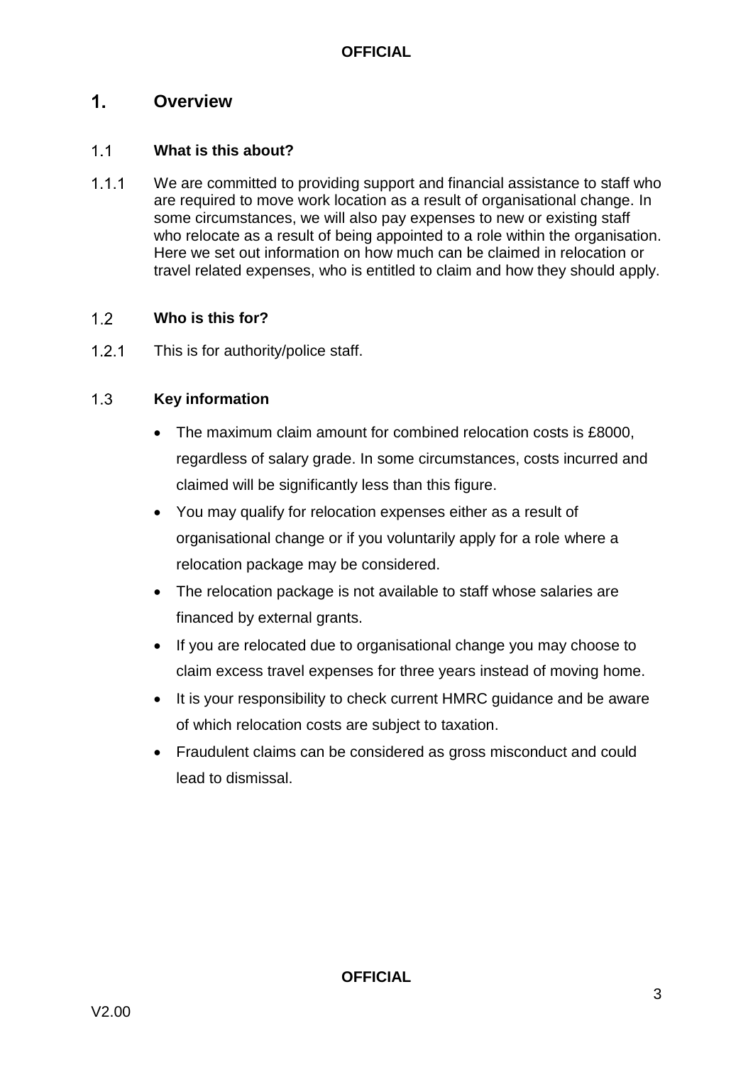# 1. Overview

## 1.1 What is this about?

1.1.1 We are committed to providing support and financial assistance to staff who are required to move work location as a result of organisational change. In some circumstances, we will also pay expenses to new or existing staff who relocate as a result of being appointed to a role within the organisation. Here we set out information on how much can be claimed in relocation or travel related expenses, who is entitled to claim and how they should apply.

## 1.2 Who is this for?

1.2.1 This is for authority/police staff.

## 1.3 Key information

- The maximum claim amount for combined relocation costs is £8000, regardless of salary grade. In some circumstances, costs incurred and claimed will be significantly less than this figure.
- You may qualify for relocation expenses either as a result of organisational change or if you voluntarily apply for a role where a relocation package may be considered.
- The relocation package is not available to staff whose salaries are financed by external grants.
- If you are relocated due to organisational change you may choose to claim excess travel expenses for three years instead of moving home.
- It is your responsibility to check current HMRC guidance and be aware of which relocation costs are subject to taxation.
- Fraudulent claims can be considered as gross misconduct and could lead to dismissal.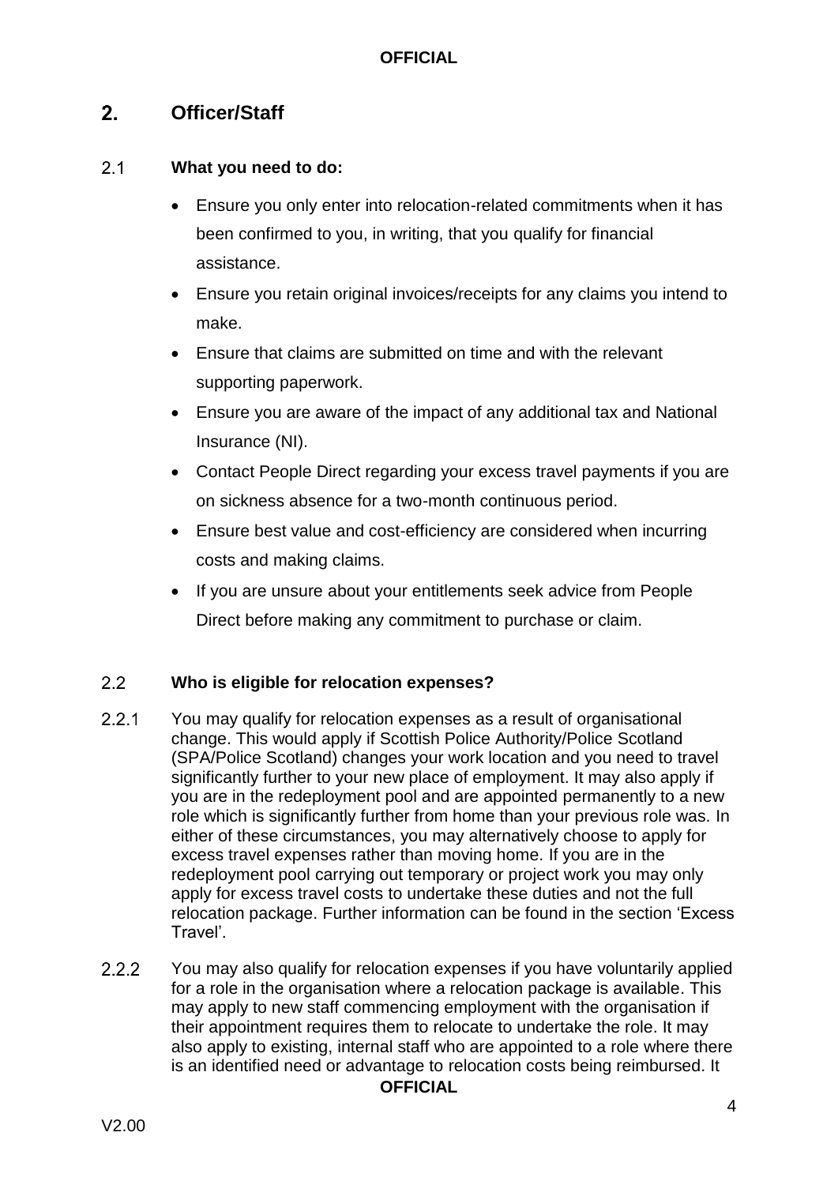## 2. Officer/Staff

### 2.1 What you need to do:

- Ensure you only enter into relocation-related commitments when it has been confirmed to you, in writing, that you qualify for financial assistance.
- Ensure you retain original invoices/receipts for any claims you intend to make.
- Ensure that claims are submitted on time and with the relevant supporting paperwork.
- Ensure you are aware of the impact of any additional tax and National Insurance (NI).
- Contact People Direct regarding your excess travel payments if you are on sickness absence for a two-month continuous period.
- Ensure best value and cost-efficiency are considered when incurring costs and making claims.
- If you are unsure about your entitlements seek advice from People Direct before making any commitment to purchase or claim.

### 2.2 Who is eligible for relocation expenses?

2.2.1 You may qualify for relocation expenses as a result of organisational change. This would apply if Scottish Police Authority/Police Scotland (SPA/Police Scotland) changes your work location and you need to travel significantly further to your new place of employment. It may also apply if you are in the redeployment pool and are appointed permanently to a new role which is significantly further from home than your previous role was. In either of these circumstances, you may alternatively choose to apply for excess travel expenses rather than moving home. If you are in the redeployment pool carrying out temporary or project work you may only apply for excess travel costs to undertake these duties and not the full relocation package. Further information can be found in the section 'Excess Travel'.

2.2.2 You may also qualify for relocation expenses if you have voluntarily applied for a role in the organisation where a relocation package is available. This may apply to new staff commencing employment with the organisation if their appointment requires them to relocate to undertake the role. It may also apply to existing, internal staff who are appointed to a role where there is an identified need or advantage to relocation costs being reimbursed. It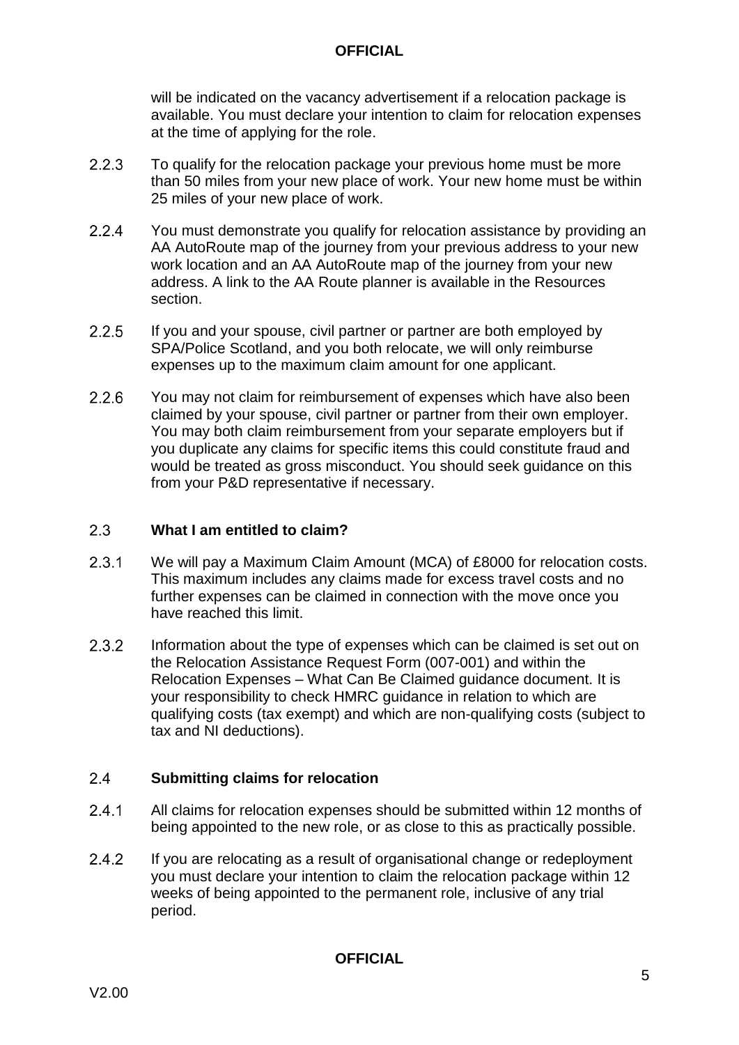will be indicated on the vacancy advertisement if a relocation package is available. You must declare your intention to claim for relocation expenses at the time of applying for the role.

2.2.3 To qualify for the relocation package your previous home must be more than 50 miles from your new place of work. Your new home must be within 25 miles of your new place of work.

2.2.4 You must demonstrate you qualify for relocation assistance by providing an AA AutoRoute map of the journey from your previous address to your new work location and an AA AutoRoute map of the journey from your new address. A link to the AA Route planner is available in the Resources section.

2.2.5 If you and your spouse, civil partner or partner are both employed by SPA/Police Scotland, and you both relocate, we will only reimburse expenses up to the maximum claim amount for one applicant.

2.2.6 You may not claim for reimbursement of expenses which have also been claimed by your spouse, civil partner or partner from their own employer. You may both claim reimbursement from your separate employers but if you duplicate any claims for specific items this could constitute fraud and would be treated as gross misconduct. You should seek guidance on this from your P&D representative if necessary.

## 2.3 What I am entitled to claim?

2.3.1 We will pay a Maximum Claim Amount (MCA) of £8000 for relocation costs. This maximum includes any claims made for excess travel costs and no further expenses can be claimed in connection with the move once you have reached this limit.

2.3.2 Information about the type of expenses which can be claimed is set out on the Relocation Assistance Request Form (007-001) and within the Relocation Expenses – What Can Be Claimed guidance document. It is your responsibility to check HMRC guidance in relation to which are qualifying costs (tax exempt) and which are non-qualifying costs (subject to tax and NI deductions).

## 2.4 Submitting claims for relocation

2.4.1 All claims for relocation expenses should be submitted within 12 months of being appointed to the new role, or as close to this as practically possible.

2.4.2 If you are relocating as a result of organisational change or redeployment you must declare your intention to claim the relocation package within 12 weeks of being appointed to the permanent role, inclusive of any trial period.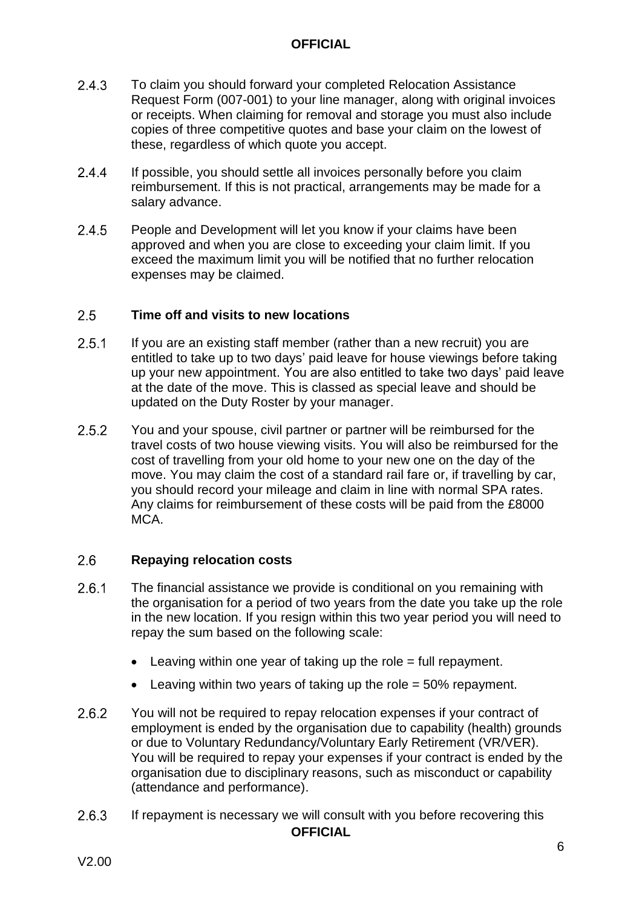2.4.3 To claim you should forward your completed Relocation Assistance Request Form (007-001) to your line manager, along with original invoices or receipts. When claiming for removal and storage you must also include copies of three competitive quotes and base your claim on the lowest of these, regardless of which quote you accept.

2.4.4 If possible, you should settle all invoices personally before you claim reimbursement. If this is not practical, arrangements may be made for a salary advance.

2.4.5 People and Development will let you know if your claims have been approved and when you are close to exceeding your claim limit. If you exceed the maximum limit you will be notified that no further relocation expenses may be claimed.

### 2.5 Time off and visits to new locations

2.5.1 If you are an existing staff member (rather than a new recruit) you are entitled to take up to two days' paid leave for house viewings before taking up your new appointment. You are also entitled to take two days' paid leave at the date of the move. This is classed as special leave and should be updated on the Duty Roster by your manager.

2.5.2 You and your spouse, civil partner or partner will be reimbursed for the travel costs of two house viewing visits. You will also be reimbursed for the cost of travelling from your old home to your new one on the day of the move. You may claim the cost of a standard rail fare or, if travelling by car, you should record your mileage and claim in line with normal SPA rates. Any claims for reimbursement of these costs will be paid from the £8000 MCA.

### 2.6 Repaying relocation costs

2.6.1 The financial assistance we provide is conditional on you remaining with the organisation for a period of two years from the date you take up the role in the new location. If you resign within this two year period you will need to repay the sum based on the following scale:

- Leaving within one year of taking up the role = full repayment.
- Leaving within two years of taking up the role = 50% repayment.

2.6.2 You will not be required to repay relocation expenses if your contract of employment is ended by the organisation due to capability (health) grounds or due to Voluntary Redundancy/Voluntary Early Retirement (VR/VER). You will be required to repay your expenses if your contract is ended by the organisation due to disciplinary reasons, such as misconduct or capability (attendance and performance).

2.6.3 If repayment is necessary we will consult with you before recovering this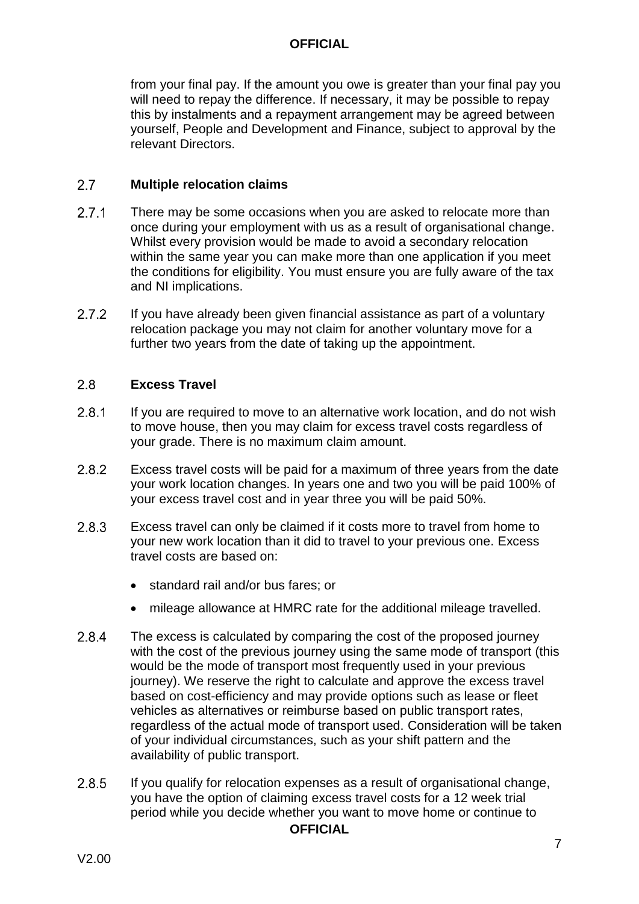from your final pay. If the amount you owe is greater than your final pay you will need to repay the difference. If necessary, it may be possible to repay this by instalments and a repayment arrangement may be agreed between yourself, People and Development and Finance, subject to approval by the relevant Directors.

## 2.7 Multiple relocation claims

2.7.1 There may be some occasions when you are asked to relocate more than once during your employment with us as a result of organisational change. Whilst every provision would be made to avoid a secondary relocation within the same year you can make more than one application if you meet the conditions for eligibility. You must ensure you are fully aware of the tax and NI implications.

2.7.2 If you have already been given financial assistance as part of a voluntary relocation package you may not claim for another voluntary move for a further two years from the date of taking up the appointment.

## 2.8 Excess Travel

2.8.1 If you are required to move to an alternative work location, and do not wish to move house, then you may claim for excess travel costs regardless of your grade. There is no maximum claim amount.

2.8.2 Excess travel costs will be paid for a maximum of three years from the date your work location changes. In years one and two you will be paid 100% of your excess travel cost and in year three you will be paid 50%.

2.8.3 Excess travel can only be claimed if it costs more to travel from home to your new work location than it did to travel to your previous one. Excess travel costs are based on:

- standard rail and/or bus fares; or
- mileage allowance at HMRC rate for the additional mileage travelled.

2.8.4 The excess is calculated by comparing the cost of the proposed journey with the cost of the previous journey using the same mode of transport (this would be the mode of transport most frequently used in your previous journey). We reserve the right to calculate and approve the excess travel based on cost-efficiency and may provide options such as lease or fleet vehicles as alternatives or reimburse based on public transport rates, regardless of the actual mode of transport used. Consideration will be taken of your individual circumstances, such as your shift pattern and the availability of public transport.

2.8.5 If you qualify for relocation expenses as a result of organisational change, you have the option of claiming excess travel costs for a 12 week trial period while you decide whether you want to move home or continue to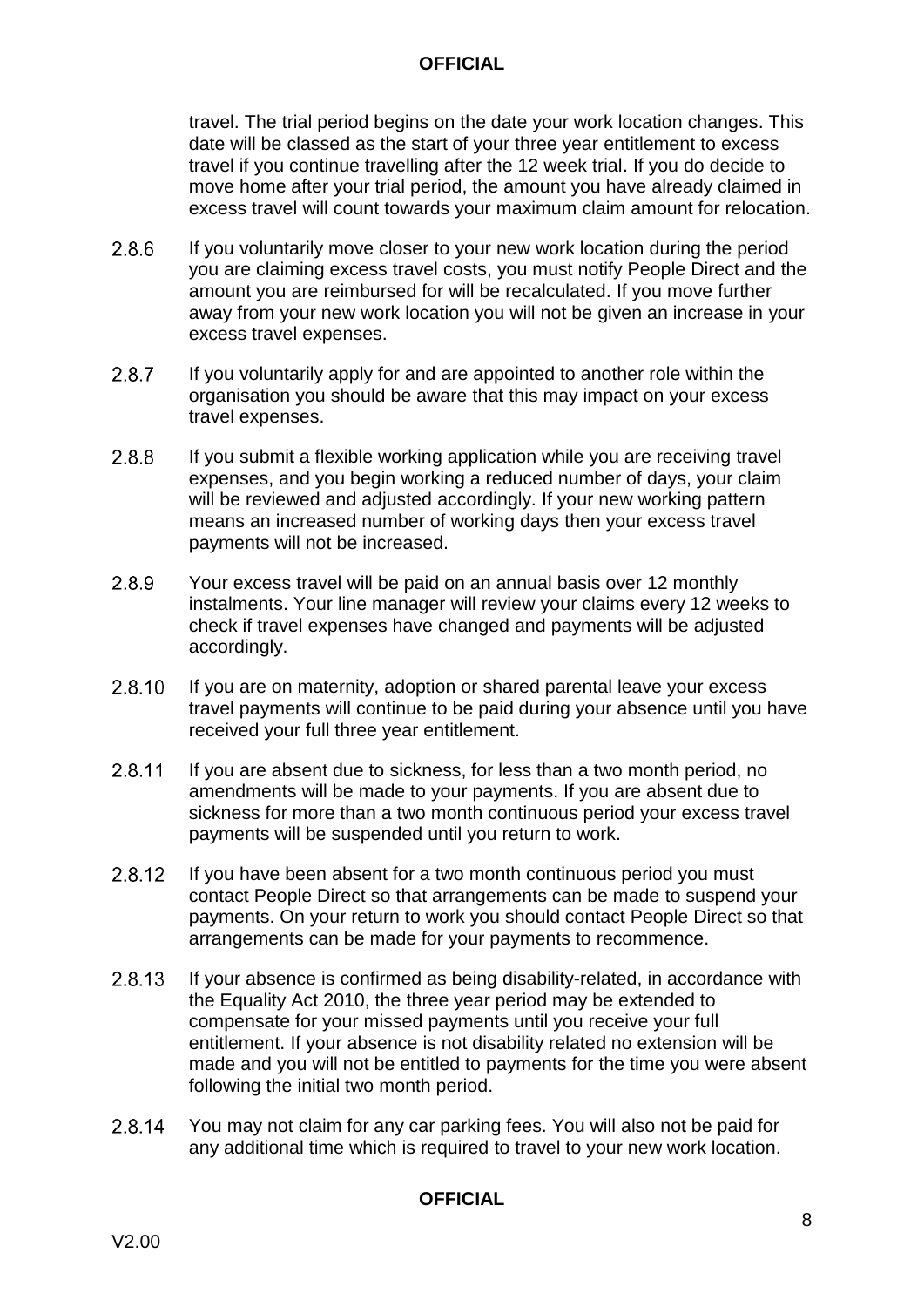travel. The trial period begins on the date your work location changes. This date will be classed as the start of your three year entitlement to excess travel if you continue travelling after the 12 week trial. If you do decide to move home after your trial period, the amount you have already claimed in excess travel will count towards your maximum claim amount for relocation.

2.8.6 If you voluntarily move closer to your new work location during the period you are claiming excess travel costs, you must notify People Direct and the amount you are reimbursed for will be recalculated. If you move further away from your new work location you will not be given an increase in your excess travel expenses.

2.8.7 If you voluntarily apply for and are appointed to another role within the organisation you should be aware that this may impact on your excess travel expenses.

2.8.8 If you submit a flexible working application while you are receiving travel expenses, and you begin working a reduced number of days, your claim will be reviewed and adjusted accordingly. If your new working pattern means an increased number of working days then your excess travel payments will not be increased.

2.8.9 Your excess travel will be paid on an annual basis over 12 monthly instalments. Your line manager will review your claims every 12 weeks to check if travel expenses have changed and payments will be adjusted accordingly.

2.8.10 If you are on maternity, adoption or shared parental leave your excess travel payments will continue to be paid during your absence until you have received your full three year entitlement.

2.8.11 If you are absent due to sickness, for less than a two month period, no amendments will be made to your payments. If you are absent due to sickness for more than a two month continuous period your excess travel payments will be suspended until you return to work.

2.8.12 If you have been absent for a two month continuous period you must contact People Direct so that arrangements can be made to suspend your payments. On your return to work you should contact People Direct so that arrangements can be made for your payments to recommence.

2.8.13 If your absence is confirmed as being disability-related, in accordance with the Equality Act 2010, the three year period may be extended to compensate for your missed payments until you receive your full entitlement. If your absence is not disability related no extension will be made and you will not be entitled to payments for the time you were absent following the initial two month period.

2.8.14 You may not claim for any car parking fees. You will also not be paid for any additional time which is required to travel to your new work location.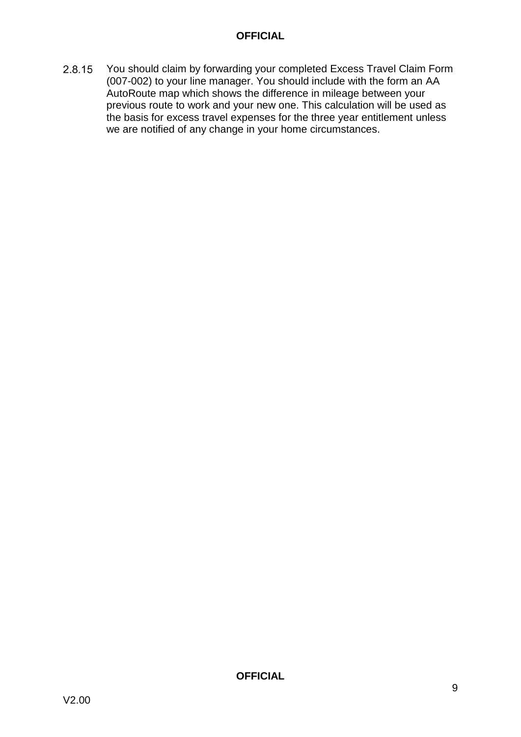2.8.15 You should claim by forwarding your completed Excess Travel Claim Form (007-002) to your line manager. You should include with the form an AA AutoRoute map which shows the difference in mileage between your previous route to work and your new one. This calculation will be used as the basis for excess travel expenses for the three year entitlement unless we are notified of any change in your home circumstances.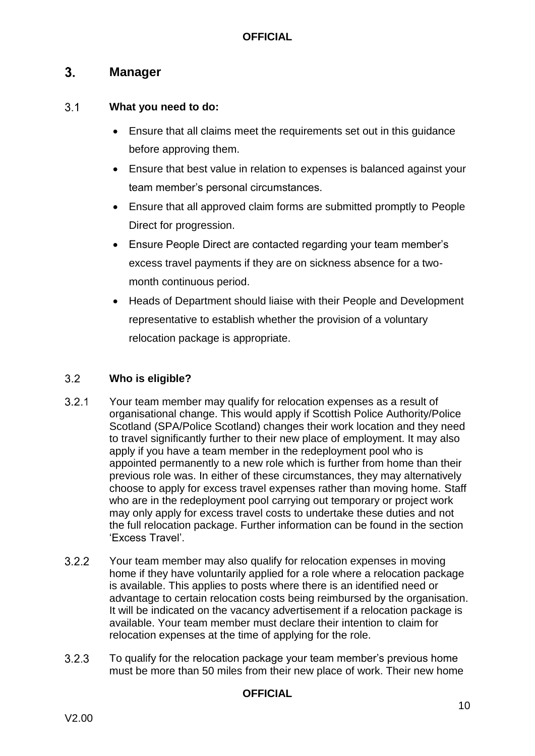## 3. Manager

### 3.1 What you need to do:

- Ensure that all claims meet the requirements set out in this guidance before approving them.
- Ensure that best value in relation to expenses is balanced against your team member's personal circumstances.
- Ensure that all approved claim forms are submitted promptly to People Direct for progression.
- Ensure People Direct are contacted regarding your team member's excess travel payments if they are on sickness absence for a two-month continuous period.
- Heads of Department should liaise with their People and Development representative to establish whether the provision of a voluntary relocation package is appropriate.

### 3.2 Who is eligible?

3.2.1 Your team member may qualify for relocation expenses as a result of organisational change. This would apply if Scottish Police Authority/Police Scotland (SPA/Police Scotland) changes their work location and they need to travel significantly further to their new place of employment. It may also apply if you have a team member in the redeployment pool who is appointed permanently to a new role which is further from home than their previous role was. In either of these circumstances, they may alternatively choose to apply for excess travel expenses rather than moving home. Staff who are in the redeployment pool carrying out temporary or project work may only apply for excess travel costs to undertake these duties and not the full relocation package. Further information can be found in the section 'Excess Travel'.

3.2.2 Your team member may also qualify for relocation expenses in moving home if they have voluntarily applied for a role where a relocation package is available. This applies to posts where there is an identified need or advantage to certain relocation costs being reimbursed by the organisation. It will be indicated on the vacancy advertisement if a relocation package is available. Your team member must declare their intention to claim for relocation expenses at the time of applying for the role.

3.2.3 To qualify for the relocation package your team member's previous home must be more than 50 miles from their new place of work. Their new home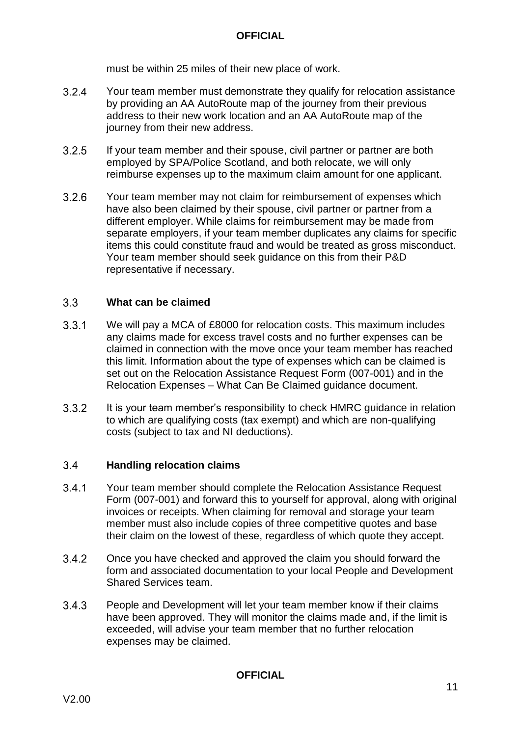must be within 25 miles of their new place of work.

3.2.4 Your team member must demonstrate they qualify for relocation assistance by providing an AA AutoRoute map of the journey from their previous address to their new work location and an AA AutoRoute map of the journey from their new address.

3.2.5 If your team member and their spouse, civil partner or partner are both employed by SPA/Police Scotland, and both relocate, we will only reimburse expenses up to the maximum claim amount for one applicant.

3.2.6 Your team member may not claim for reimbursement of expenses which have also been claimed by their spouse, civil partner or partner from a different employer. While claims for reimbursement may be made from separate employers, if your team member duplicates any claims for specific items this could constitute fraud and would be treated as gross misconduct. Your team member should seek guidance on this from their P&D representative if necessary.

### 3.3 What can be claimed

3.3.1 We will pay a MCA of £8000 for relocation costs. This maximum includes any claims made for excess travel costs and no further expenses can be claimed in connection with the move once your team member has reached this limit. Information about the type of expenses which can be claimed is set out on the Relocation Assistance Request Form (007-001) and in the Relocation Expenses – What Can Be Claimed guidance document.

3.3.2 It is your team member's responsibility to check HMRC guidance in relation to which are qualifying costs (tax exempt) and which are non-qualifying costs (subject to tax and NI deductions).

### 3.4 Handling relocation claims

3.4.1 Your team member should complete the Relocation Assistance Request Form (007-001) and forward this to yourself for approval, along with original invoices or receipts. When claiming for removal and storage your team member must also include copies of three competitive quotes and base their claim on the lowest of these, regardless of which quote they accept.

3.4.2 Once you have checked and approved the claim you should forward the form and associated documentation to your local People and Development Shared Services team.

3.4.3 People and Development will let your team member know if their claims have been approved. They will monitor the claims made and, if the limit is exceeded, will advise your team member that no further relocation expenses may be claimed.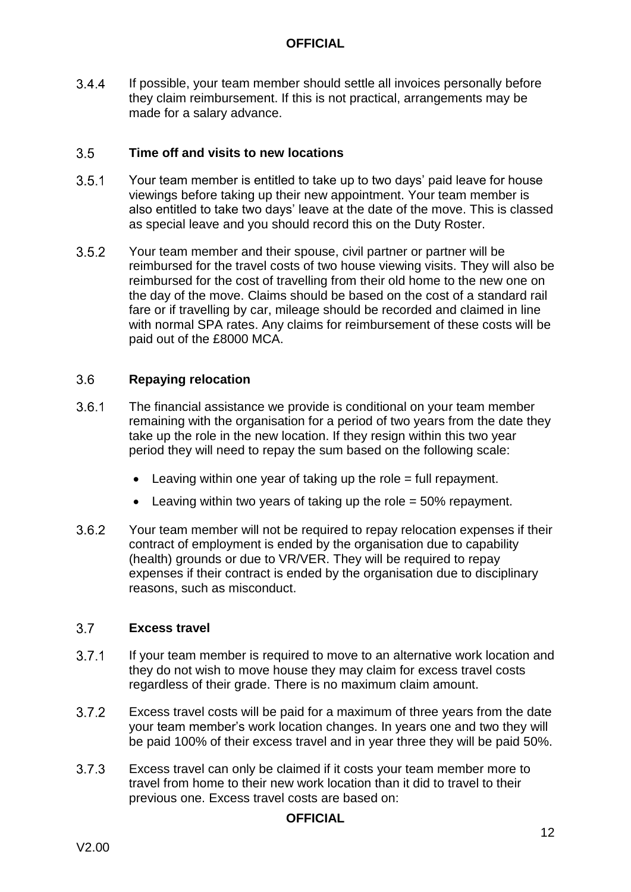3.4.4 If possible, your team member should settle all invoices personally before they claim reimbursement. If this is not practical, arrangements may be made for a salary advance.

## 3.5 Time off and visits to new locations

3.5.1 Your team member is entitled to take up to two days' paid leave for house viewings before taking up their new appointment. Your team member is also entitled to take two days' leave at the date of the move. This is classed as special leave and you should record this on the Duty Roster.

3.5.2 Your team member and their spouse, civil partner or partner will be reimbursed for the travel costs of two house viewing visits. They will also be reimbursed for the cost of travelling from their old home to the new one on the day of the move. Claims should be based on the cost of a standard rail fare or if travelling by car, mileage should be recorded and claimed in line with normal SPA rates. Any claims for reimbursement of these costs will be paid out of the £8000 MCA.

## 3.6 Repaying relocation

3.6.1 The financial assistance we provide is conditional on your team member remaining with the organisation for a period of two years from the date they take up the role in the new location. If they resign within this two year period they will need to repay the sum based on the following scale:

- Leaving within one year of taking up the role = full repayment.
- Leaving within two years of taking up the role = 50% repayment.

3.6.2 Your team member will not be required to repay relocation expenses if their contract of employment is ended by the organisation due to capability (health) grounds or due to VR/VER. They will be required to repay expenses if their contract is ended by the organisation due to disciplinary reasons, such as misconduct.

## 3.7 Excess travel

3.7.1 If your team member is required to move to an alternative work location and they do not wish to move house they may claim for excess travel costs regardless of their grade. There is no maximum claim amount.

3.7.2 Excess travel costs will be paid for a maximum of three years from the date your team member's work location changes. In years one and two they will be paid 100% of their excess travel and in year three they will be paid 50%.

3.7.3 Excess travel can only be claimed if it costs your team member more to travel from home to their new work location than it did to travel to their previous one. Excess travel costs are based on: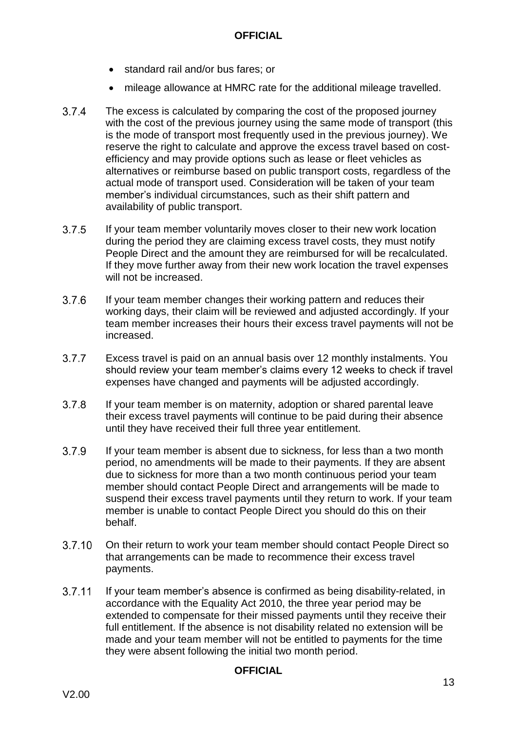- standard rail and/or bus fares; or
- mileage allowance at HMRC rate for the additional mileage travelled.

3.7.4 The excess is calculated by comparing the cost of the proposed journey with the cost of the previous journey using the same mode of transport (this is the mode of transport most frequently used in the previous journey). We reserve the right to calculate and approve the excess travel based on cost-efficiency and may provide options such as lease or fleet vehicles as alternatives or reimburse based on public transport costs, regardless of the actual mode of transport used. Consideration will be taken of your team member's individual circumstances, such as their shift pattern and availability of public transport.

3.7.5 If your team member voluntarily moves closer to their new work location during the period they are claiming excess travel costs, they must notify People Direct and the amount they are reimbursed for will be recalculated. If they move further away from their new work location the travel expenses will not be increased.

3.7.6 If your team member changes their working pattern and reduces their working days, their claim will be reviewed and adjusted accordingly. If your team member increases their hours their excess travel payments will not be increased.

3.7.7 Excess travel is paid on an annual basis over 12 monthly instalments. You should review your team member's claims every 12 weeks to check if travel expenses have changed and payments will be adjusted accordingly.

3.7.8 If your team member is on maternity, adoption or shared parental leave their excess travel payments will continue to be paid during their absence until they have received their full three year entitlement.

3.7.9 If your team member is absent due to sickness, for less than a two month period, no amendments will be made to their payments. If they are absent due to sickness for more than a two month continuous period your team member should contact People Direct and arrangements will be made to suspend their excess travel payments until they return to work. If your team member is unable to contact People Direct you should do this on their behalf.

3.7.10 On their return to work your team member should contact People Direct so that arrangements can be made to recommence their excess travel payments.

3.7.11 If your team member's absence is confirmed as being disability-related, in accordance with the Equality Act 2010, the three year period may be extended to compensate for their missed payments until they receive their full entitlement. If the absence is not disability related no extension will be made and your team member will not be entitled to payments for the time they were absent following the initial two month period.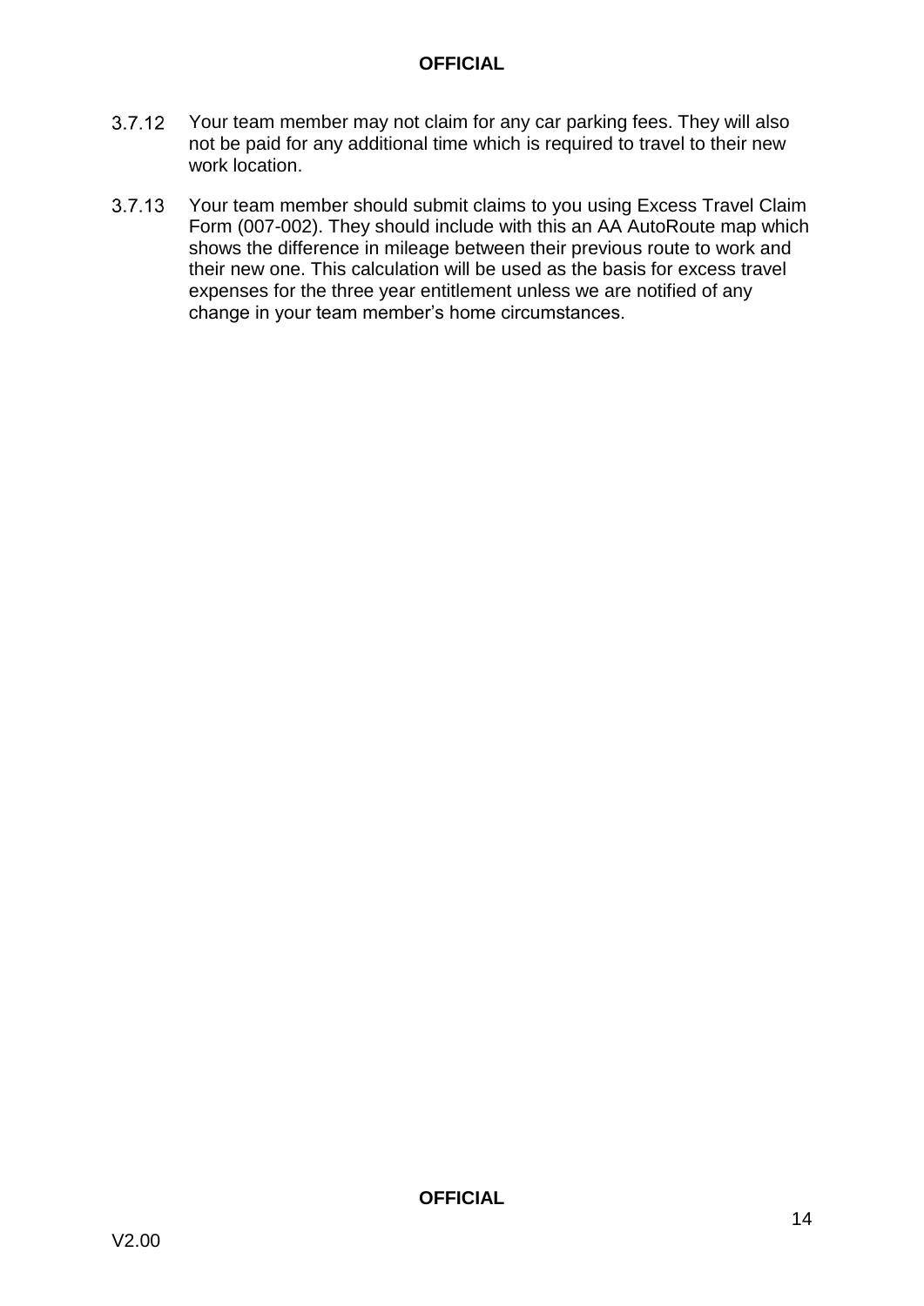3.7.12 Your team member may not claim for any car parking fees. They will also not be paid for any additional time which is required to travel to their new work location.

3.7.13 Your team member should submit claims to you using Excess Travel Claim Form (007-002). They should include with this an AA AutoRoute map which shows the difference in mileage between their previous route to work and their new one. This calculation will be used as the basis for excess travel expenses for the three year entitlement unless we are notified of any change in your team member's home circumstances.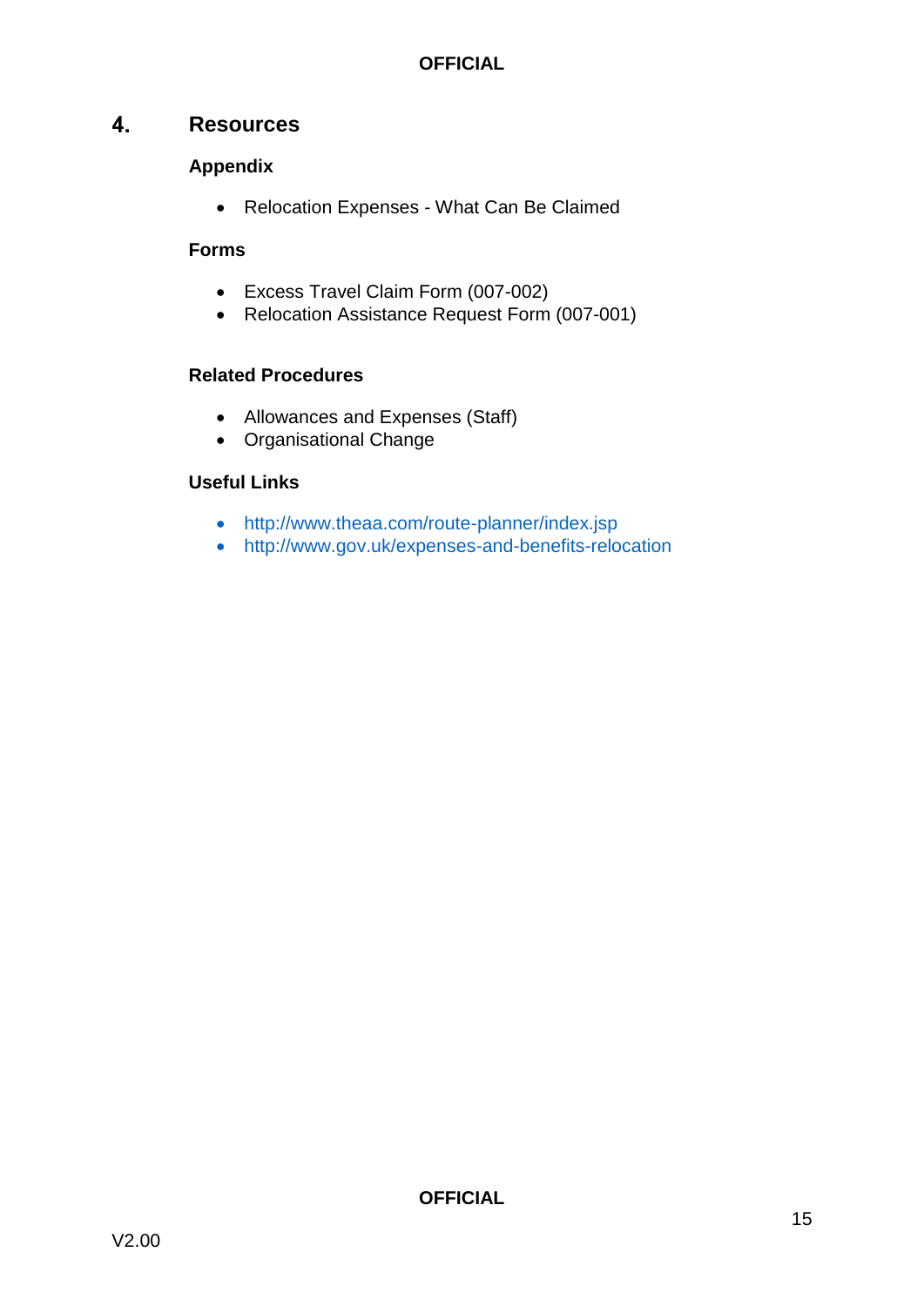## 4. Resources

### Appendix

- Relocation Expenses - What Can Be Claimed

### Forms

- Excess Travel Claim Form (007-002)
- Relocation Assistance Request Form (007-001)

### Related Procedures

- Allowances and Expenses (Staff)
- Organisational Change

### Useful Links

- http://www.theaa.com/route-planner/index.jsp
- http://www.gov.uk/expenses-and-benefits-relocation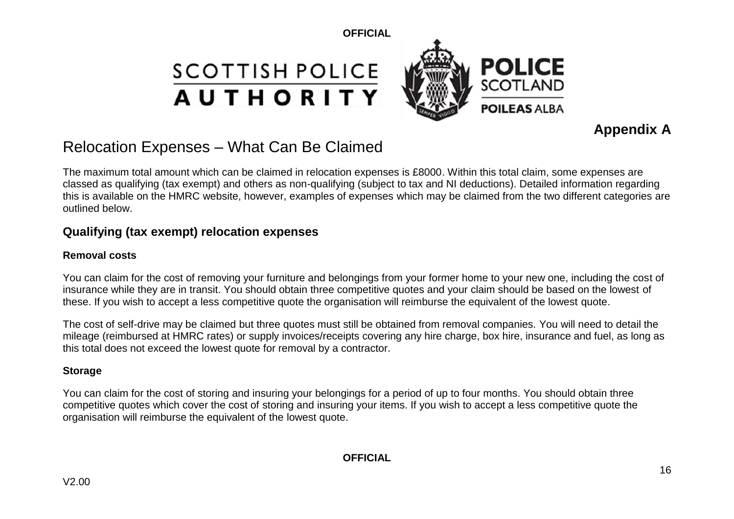**Appendix A**

# Relocation Expenses – What Can Be Claimed

The maximum total amount which can be claimed in relocation expenses is £8000. Within this total claim, some expenses are classed as qualifying (tax exempt) and others as non-qualifying (subject to tax and NI deductions). Detailed information regarding this is available on the HMRC website, however, examples of expenses which may be claimed from the two different categories are outlined below.

## Qualifying (tax exempt) relocation expenses

### Removal costs

You can claim for the cost of removing your furniture and belongings from your former home to your new one, including the cost of insurance while they are in transit. You should obtain three competitive quotes and your claim should be based on the lowest of these. If you wish to accept a less competitive quote the organisation will reimburse the equivalent of the lowest quote.

The cost of self-drive may be claimed but three quotes must still be obtained from removal companies. You will need to detail the mileage (reimbursed at HMRC rates) or supply invoices/receipts covering any hire charge, box hire, insurance and fuel, as long as this total does not exceed the lowest quote for removal by a contractor.

### Storage

You can claim for the cost of storing and insuring your belongings for a period of up to four months. You should obtain three competitive quotes which cover the cost of storing and insuring your items. If you wish to accept a less competitive quote the organisation will reimburse the equivalent of the lowest quote.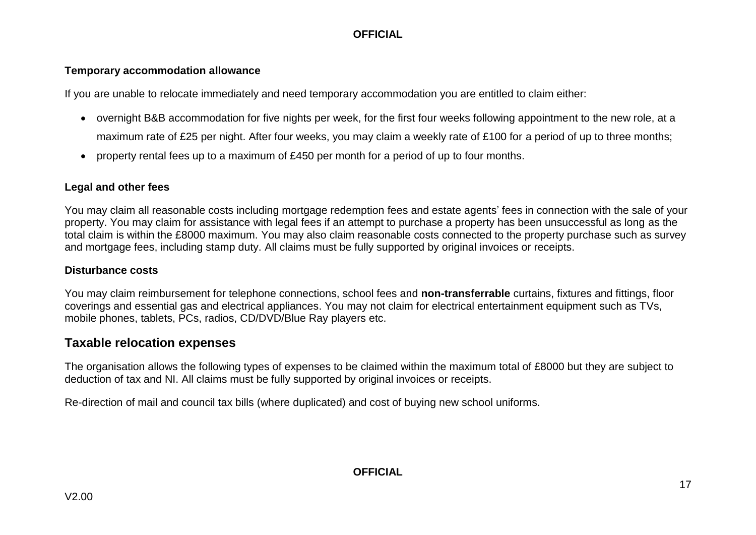**Temporary accommodation allowance**

If you are unable to relocate immediately and need temporary accommodation you are entitled to claim either:

- overnight B&B accommodation for five nights per week, for the first four weeks following appointment to the new role, at a maximum rate of £25 per night. After four weeks, you may claim a weekly rate of £100 for a period of up to three months;
- property rental fees up to a maximum of £450 per month for a period of up to four months.

**Legal and other fees**

You may claim all reasonable costs including mortgage redemption fees and estate agents' fees in connection with the sale of your property. You may claim for assistance with legal fees if an attempt to purchase a property has been unsuccessful as long as the total claim is within the £8000 maximum. You may also claim reasonable costs connected to the property purchase such as survey and mortgage fees, including stamp duty. All claims must be fully supported by original invoices or receipts.

**Disturbance costs**

You may claim reimbursement for telephone connections, school fees and **non-transferrable** curtains, fixtures and fittings, floor coverings and essential gas and electrical appliances. You may not claim for electrical entertainment equipment such as TVs, mobile phones, tablets, PCs, radios, CD/DVD/Blue Ray players etc.

## Taxable relocation expenses

The organisation allows the following types of expenses to be claimed within the maximum total of £8000 but they are subject to deduction of tax and NI. All claims must be fully supported by original invoices or receipts.

Re-direction of mail and council tax bills (where duplicated) and cost of buying new school uniforms.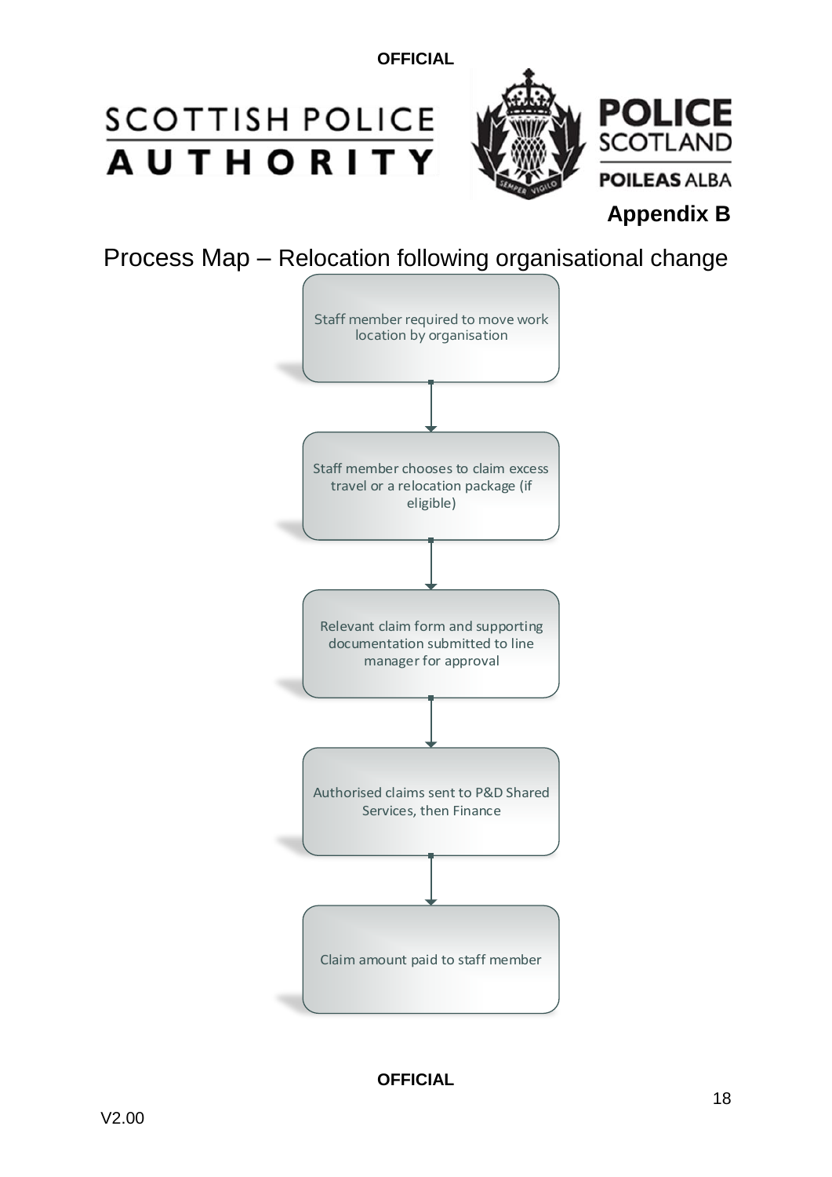**Appendix B**

# Process Map – Relocation following organisational change

Staff member required to move work location by organisation

↓

Staff member chooses to claim excess travel or a relocation package (if eligible)

↓

Relevant claim form and supporting documentation submitted to line manager for approval

↓

Authorised claims sent to P&D Shared Services, then Finance

↓

Claim amount paid to staff member

V2.00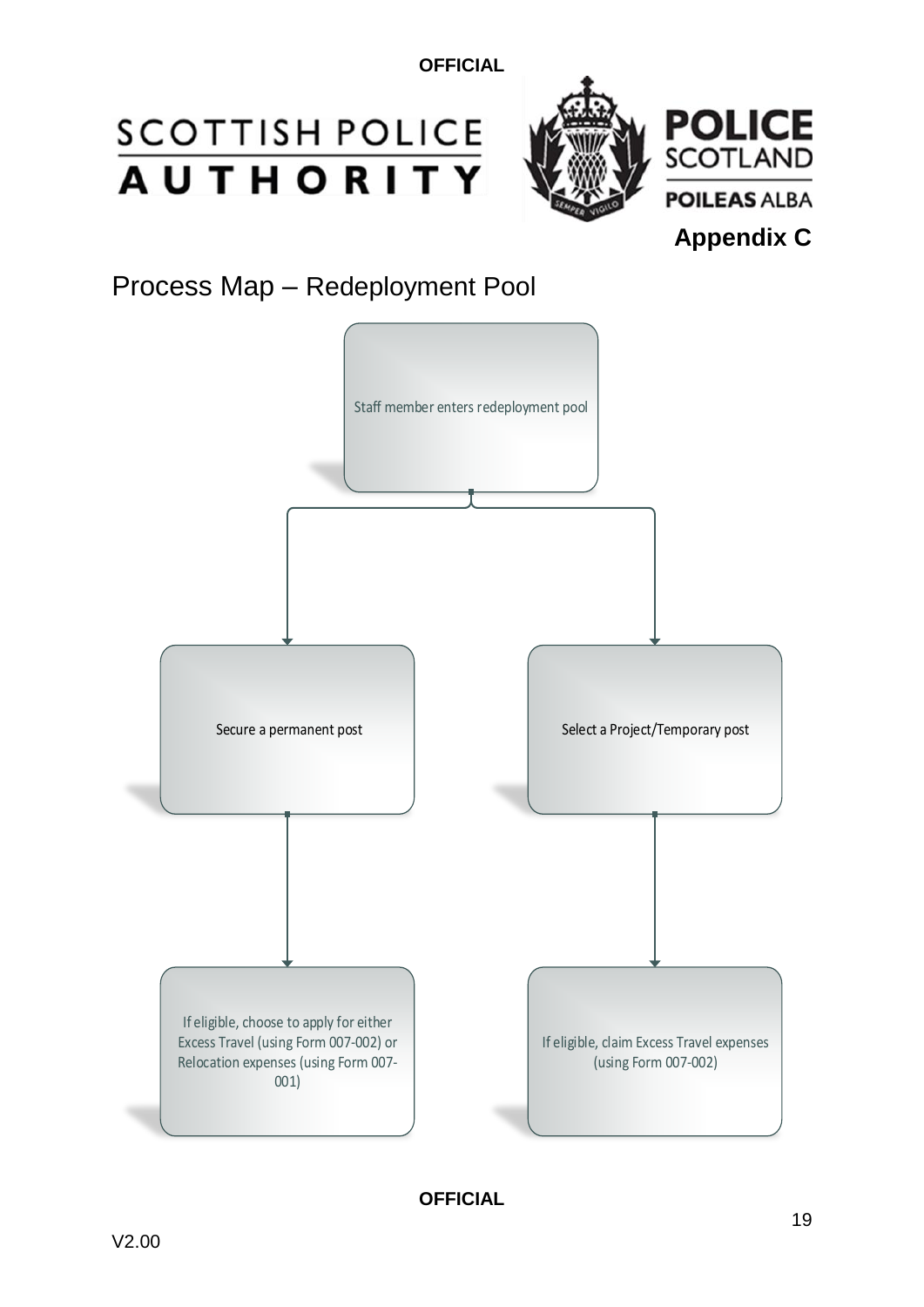**Appendix C**

# Process Map – Redeployment Pool

Staff member enters redeployment pool

- Secure a permanent post
  - If eligible, choose to apply for either Excess Travel (using Form 007-002) or Relocation expenses (using Form 007-001)
- Select a Project/Temporary post
  - If eligible, claim Excess Travel expenses (using Form 007-002)

V2.00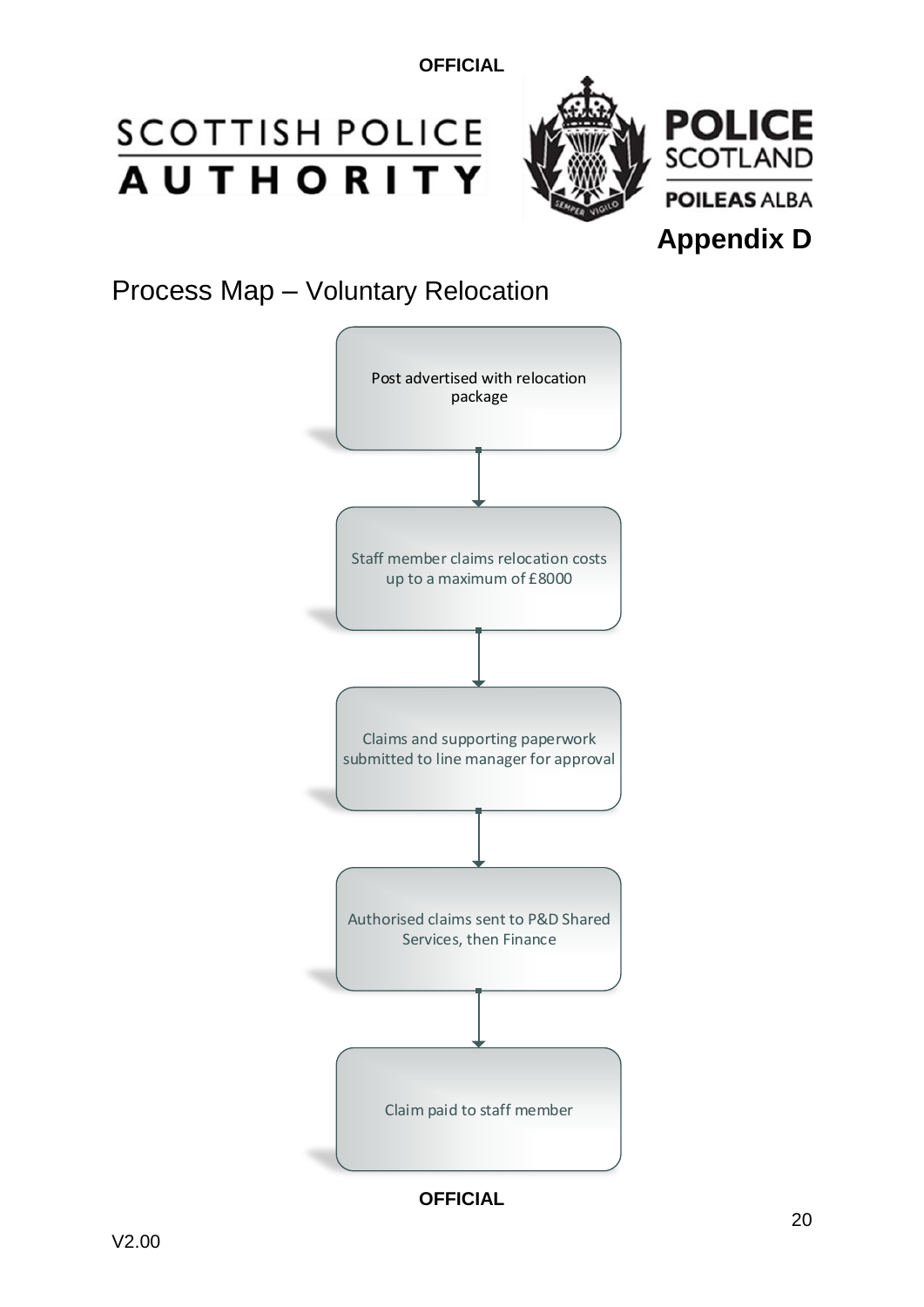**Appendix D**

## Process Map – Voluntary Relocation

Post advertised with relocation package

Staff member claims relocation costs up to a maximum of £8000

Claims and supporting paperwork submitted to line manager for approval

Authorised claims sent to P&D Shared Services, then Finance

Claim paid to staff member